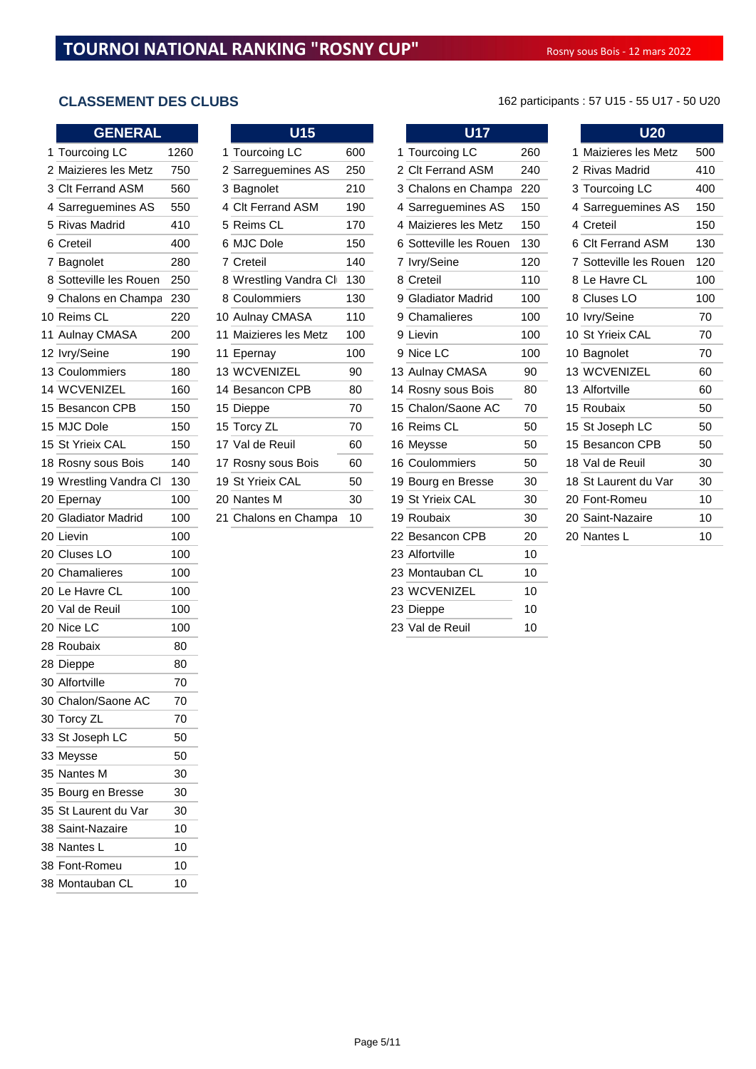# TOURNOI NATIONAL RANKING "ROSNY CUP"

Rosny sous Bois - 12 mars 2022

## CLASSEMENT DES CLUBS

162 participants : 57 U15 - 55 U17 - 50 U20

### GENERAL

| Rang | Club | Points |
|---|---|---|
| 1 | Tourcoing LC | 1260 |
| 2 | Maizieres les Metz | 750 |
| 3 | Clt Ferrand ASM | 560 |
| 4 | Sarreguemines AS | 550 |
| 5 | Rivas Madrid | 410 |
| 6 | Creteil | 400 |
| 7 | Bagnolet | 280 |
| 8 | Sotteville les Rouen | 250 |
| 9 | Chalons en Champa | 230 |
| 10 | Reims CL | 220 |
| 11 | Aulnay CMASA | 200 |
| 12 | Ivry/Seine | 190 |
| 13 | Coulommiers | 180 |
| 14 | WCVENIZEL | 160 |
| 15 | Besancon CPB | 150 |
| 15 | MJC Dole | 150 |
| 15 | St Yrieix CAL | 150 |
| 18 | Rosny sous Bois | 140 |
| 19 | Wrestling Vandra Cl | 130 |
| 20 | Epernay | 100 |
| 20 | Gladiator Madrid | 100 |
| 20 | Lievin | 100 |
| 20 | Cluses LO | 100 |
| 20 | Chamalieres | 100 |
| 20 | Le Havre CL | 100 |
| 20 | Val de Reuil | 100 |
| 20 | Nice LC | 100 |
| 28 | Roubaix | 80 |
| 28 | Dieppe | 80 |
| 30 | Alfortville | 70 |
| 30 | Chalon/Saone AC | 70 |
| 30 | Torcy ZL | 70 |
| 33 | St Joseph LC | 50 |
| 33 | Meysse | 50 |
| 35 | Nantes M | 30 |
| 35 | Bourg en Bresse | 30 |
| 35 | St Laurent du Var | 30 |
| 38 | Saint-Nazaire | 10 |
| 38 | Nantes L | 10 |
| 38 | Font-Romeu | 10 |
| 38 | Montauban CL | 10 |

### U15

| Rang | Club | Points |
|---|---|---|
| 1 | Tourcoing LC | 600 |
| 2 | Sarreguemines AS | 250 |
| 3 | Bagnolet | 210 |
| 4 | Clt Ferrand ASM | 190 |
| 5 | Reims CL | 170 |
| 6 | MJC Dole | 150 |
| 7 | Creteil | 140 |
| 8 | Wrestling Vandra Cl | 130 |
| 8 | Coulommiers | 130 |
| 10 | Aulnay CMASA | 110 |
| 11 | Maizieres les Metz | 100 |
| 11 | Epernay | 100 |
| 13 | WCVENIZEL | 90 |
| 14 | Besancon CPB | 80 |
| 15 | Dieppe | 70 |
| 15 | Torcy ZL | 70 |
| 17 | Val de Reuil | 60 |
| 17 | Rosny sous Bois | 60 |
| 19 | St Yrieix CAL | 50 |
| 20 | Nantes M | 30 |
| 21 | Chalons en Champa | 10 |

### U17

| Rang | Club | Points |
|---|---|---|
| 1 | Tourcoing LC | 260 |
| 2 | Clt Ferrand ASM | 240 |
| 3 | Chalons en Champa | 220 |
| 4 | Sarreguemines AS | 150 |
| 4 | Maizieres les Metz | 150 |
| 6 | Sotteville les Rouen | 130 |
| 7 | Ivry/Seine | 120 |
| 8 | Creteil | 110 |
| 9 | Gladiator Madrid | 100 |
| 9 | Chamalieres | 100 |
| 9 | Lievin | 100 |
| 9 | Nice LC | 100 |
| 13 | Aulnay CMASA | 90 |
| 14 | Rosny sous Bois | 80 |
| 15 | Chalon/Saone AC | 70 |
| 16 | Reims CL | 50 |
| 16 | Meysse | 50 |
| 16 | Coulommiers | 50 |
| 19 | Bourg en Bresse | 30 |
| 19 | St Yrieix CAL | 30 |
| 19 | Roubaix | 30 |
| 22 | Besancon CPB | 20 |
| 23 | Alfortville | 10 |
| 23 | Montauban CL | 10 |
| 23 | WCVENIZEL | 10 |
| 23 | Dieppe | 10 |
| 23 | Val de Reuil | 10 |

### U20

| Rang | Club | Points |
|---|---|---|
| 1 | Maizieres les Metz | 500 |
| 2 | Rivas Madrid | 410 |
| 3 | Tourcoing LC | 400 |
| 4 | Sarreguemines AS | 150 |
| 4 | Creteil | 150 |
| 6 | Clt Ferrand ASM | 130 |
| 7 | Sotteville les Rouen | 120 |
| 8 | Le Havre CL | 100 |
| 8 | Cluses LO | 100 |
| 10 | Ivry/Seine | 70 |
| 10 | St Yrieix CAL | 70 |
| 10 | Bagnolet | 70 |
| 13 | WCVENIZEL | 60 |
| 13 | Alfortville | 60 |
| 15 | Roubaix | 50 |
| 15 | St Joseph LC | 50 |
| 15 | Besancon CPB | 50 |
| 18 | Val de Reuil | 30 |
| 18 | St Laurent du Var | 30 |
| 20 | Font-Romeu | 10 |
| 20 | Saint-Nazaire | 10 |
| 20 | Nantes L | 10 |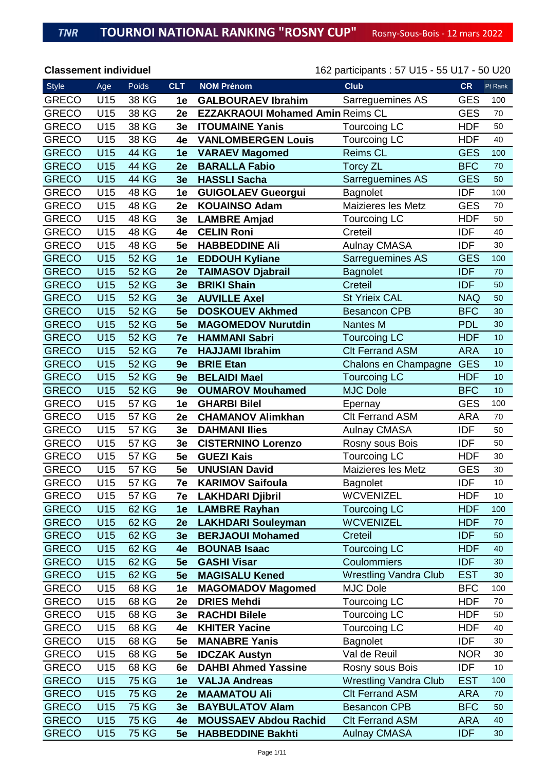# TNR TOURNOI NATIONAL RANKING "ROSNY CUP" Rosny-Sous-Bois - 12 mars 2022

**Classement individuel** — 162 participants : 57 U15 - 55 U17 - 50 U20

| Style | Age | Poids | CLT | NOM Prénom | Club | CR | Pt Rank |
|---|---|---|---|---|---|---|---|
| GRECO | U15 | 38 KG | **1e** | **GALBOURAEV Ibrahim** | Sarreguemines AS | GES | 100 |
| GRECO | U15 | 38 KG | **2e** | **EZZAKRAOUI Mohamed Amin** | Reims CL | GES | 70 |
| GRECO | U15 | 38 KG | **3e** | **ITOUMAINE Yanis** | Tourcoing LC | HDF | 50 |
| GRECO | U15 | 38 KG | **4e** | **VANLOMBERGEN Louis** | Tourcoing LC | HDF | 40 |
| GRECO | U15 | 44 KG | **1e** | **VARAEV Magomed** | Reims CL | GES | 100 |
| GRECO | U15 | 44 KG | **2e** | **BARALLA Fabio** | Torcy ZL | BFC | 70 |
| GRECO | U15 | 44 KG | **3e** | **HASSLI Sacha** | Sarreguemines AS | GES | 50 |
| GRECO | U15 | 48 KG | **1e** | **GUIGOLAEV Gueorgui** | Bagnolet | IDF | 100 |
| GRECO | U15 | 48 KG | **2e** | **KOUAINSO Adam** | Maizieres les Metz | GES | 70 |
| GRECO | U15 | 48 KG | **3e** | **LAMBRE Amjad** | Tourcoing LC | HDF | 50 |
| GRECO | U15 | 48 KG | **4e** | **CELIN Roni** | Creteil | IDF | 40 |
| GRECO | U15 | 48 KG | **5e** | **HABBEDDINE Ali** | Aulnay CMASA | IDF | 30 |
| GRECO | U15 | 52 KG | **1e** | **EDDOUH Kyliane** | Sarreguemines AS | GES | 100 |
| GRECO | U15 | 52 KG | **2e** | **TAIMASOV Djabrail** | Bagnolet | IDF | 70 |
| GRECO | U15 | 52 KG | **3e** | **BRIKI Shain** | Creteil | IDF | 50 |
| GRECO | U15 | 52 KG | **3e** | **AUVILLE Axel** | St Yrieix CAL | NAQ | 50 |
| GRECO | U15 | 52 KG | **5e** | **DOSKOUEV Akhmed** | Besancon CPB | BFC | 30 |
| GRECO | U15 | 52 KG | **5e** | **MAGOMEDOV Nurutdin** | Nantes M | PDL | 30 |
| GRECO | U15 | 52 KG | **7e** | **HAMMANI Sabri** | Tourcoing LC | HDF | 10 |
| GRECO | U15 | 52 KG | **7e** | **HAJJAMI Ibrahim** | Clt Ferrand ASM | ARA | 10 |
| GRECO | U15 | 52 KG | **9e** | **BRIE Etan** | Chalons en Champagne | GES | 10 |
| GRECO | U15 | 52 KG | **9e** | **BELAIDI Mael** | Tourcoing LC | HDF | 10 |
| GRECO | U15 | 52 KG | **9e** | **OUMAROV Mouhamed** | MJC Dole | BFC | 10 |
| GRECO | U15 | 57 KG | **1e** | **GHARBI Bilel** | Epernay | GES | 100 |
| GRECO | U15 | 57 KG | **2e** | **CHAMANOV Alimkhan** | Clt Ferrand ASM | ARA | 70 |
| GRECO | U15 | 57 KG | **3e** | **DAHMANI Ilies** | Aulnay CMASA | IDF | 50 |
| GRECO | U15 | 57 KG | **3e** | **CISTERNINO Lorenzo** | Rosny sous Bois | IDF | 50 |
| GRECO | U15 | 57 KG | **5e** | **GUEZI Kais** | Tourcoing LC | HDF | 30 |
| GRECO | U15 | 57 KG | **5e** | **UNUSIAN David** | Maizieres les Metz | GES | 30 |
| GRECO | U15 | 57 KG | **7e** | **KARIMOV Saifoula** | Bagnolet | IDF | 10 |
| GRECO | U15 | 57 KG | **7e** | **LAKHDARI Djibril** | WCVENIZEL | HDF | 10 |
| GRECO | U15 | 62 KG | **1e** | **LAMBRE Rayhan** | Tourcoing LC | HDF | 100 |
| GRECO | U15 | 62 KG | **2e** | **LAKHDARI Souleyman** | WCVENIZEL | HDF | 70 |
| GRECO | U15 | 62 KG | **3e** | **BERJAOUI Mohamed** | Creteil | IDF | 50 |
| GRECO | U15 | 62 KG | **4e** | **BOUNAB Isaac** | Tourcoing LC | HDF | 40 |
| GRECO | U15 | 62 KG | **5e** | **GASHI Visar** | Coulommiers | IDF | 30 |
| GRECO | U15 | 62 KG | **5e** | **MAGISALU Kened** | Wrestling Vandra Club | EST | 30 |
| GRECO | U15 | 68 KG | **1e** | **MAGOMADOV Magomed** | MJC Dole | BFC | 100 |
| GRECO | U15 | 68 KG | **2e** | **DRIES Mehdi** | Tourcoing LC | HDF | 70 |
| GRECO | U15 | 68 KG | **3e** | **RACHDI Bilele** | Tourcoing LC | HDF | 50 |
| GRECO | U15 | 68 KG | **4e** | **KHITER Yacine** | Tourcoing LC | HDF | 40 |
| GRECO | U15 | 68 KG | **5e** | **MANABRE Yanis** | Bagnolet | IDF | 30 |
| GRECO | U15 | 68 KG | **5e** | **IDCZAK Austyn** | Val de Reuil | NOR | 30 |
| GRECO | U15 | 68 KG | **6e** | **DAHBI Ahmed Yassine** | Rosny sous Bois | IDF | 10 |
| GRECO | U15 | 75 KG | **1e** | **VALJA Andreas** | Wrestling Vandra Club | EST | 100 |
| GRECO | U15 | 75 KG | **2e** | **MAAMATOU Ali** | Clt Ferrand ASM | ARA | 70 |
| GRECO | U15 | 75 KG | **3e** | **BAYBULATOV Alam** | Besancon CPB | BFC | 50 |
| GRECO | U15 | 75 KG | **4e** | **MOUSSAEV Abdou Rachid** | Clt Ferrand ASM | ARA | 40 |
| GRECO | U15 | 75 KG | **5e** | **HABBEDDINE Bakhti** | Aulnay CMASA | IDF | 30 |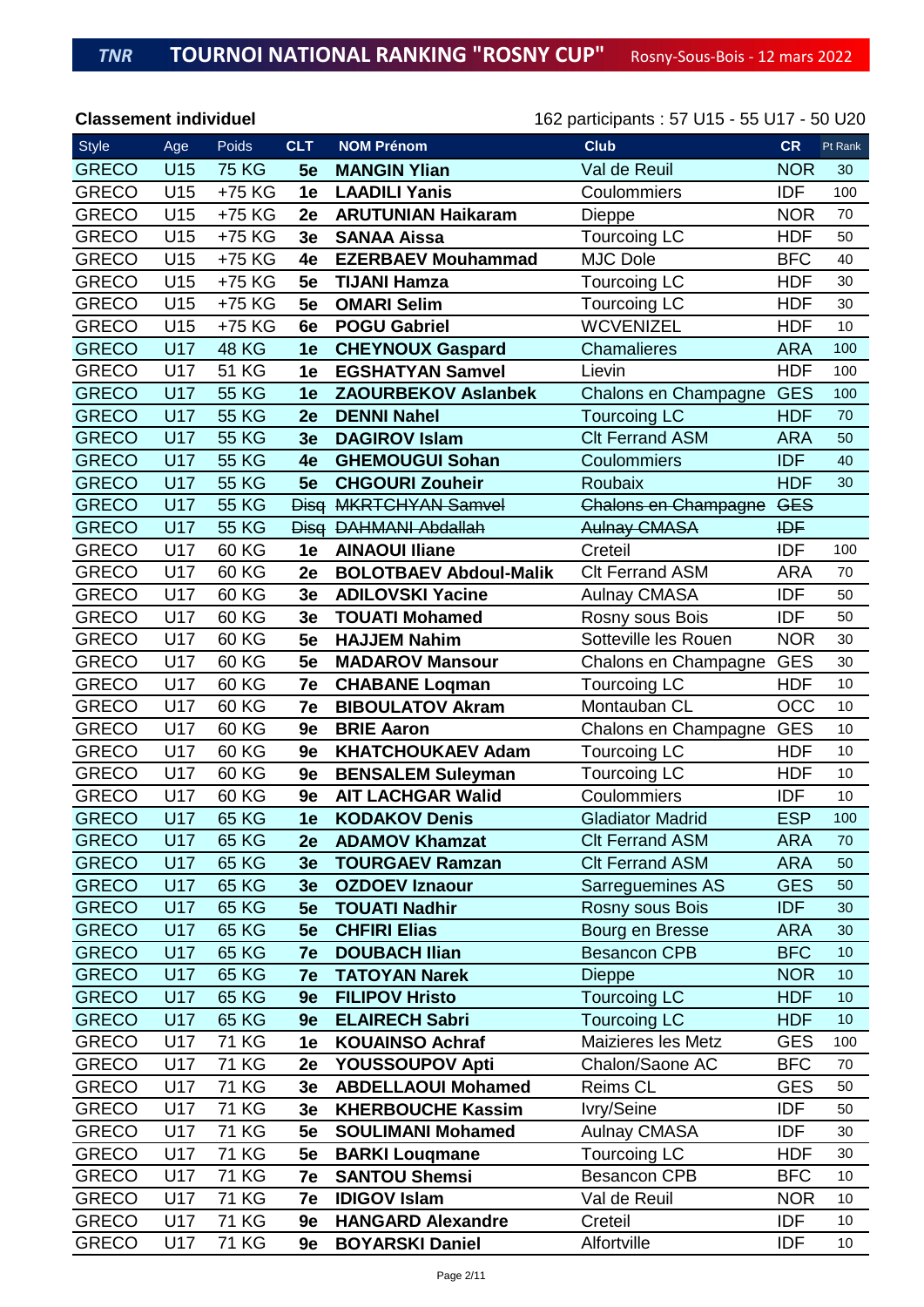## TNR TOURNOI NATIONAL RANKING "ROSNY CUP" Rosny-Sous-Bois - 12 mars 2022

**Classement individuel**

162 participants : 57 U15 - 55 U17 - 50 U20

| Style | Age | Poids | CLT | NOM Prénom | Club | CR | Pt Rank |
|---|---|---|---|---|---|---|---|
| GRECO | U15 | 75 KG | **5e** | **MANGIN Ylian** | Val de Reuil | NOR | 30 |
| GRECO | U15 | +75 KG | **1e** | **LAADILI Yanis** | Coulommiers | IDF | 100 |
| GRECO | U15 | +75 KG | **2e** | **ARUTUNIAN Haikaram** | Dieppe | NOR | 70 |
| GRECO | U15 | +75 KG | **3e** | **SANAA Aissa** | Tourcoing LC | HDF | 50 |
| GRECO | U15 | +75 KG | **4e** | **EZERBAEV Mouhammad** | MJC Dole | BFC | 40 |
| GRECO | U15 | +75 KG | **5e** | **TIJANI Hamza** | Tourcoing LC | HDF | 30 |
| GRECO | U15 | +75 KG | **5e** | **OMARI Selim** | Tourcoing LC | HDF | 30 |
| GRECO | U15 | +75 KG | **6e** | **POGU Gabriel** | WCVENIZEL | HDF | 10 |
| GRECO | U17 | 48 KG | **1e** | **CHEYNOUX Gaspard** | Chamalieres | ARA | 100 |
| GRECO | U17 | 51 KG | **1e** | **EGSHATYAN Samvel** | Lievin | HDF | 100 |
| GRECO | U17 | 55 KG | **1e** | **ZAOURBEKOV Aslanbek** | Chalons en Champagne | GES | 100 |
| GRECO | U17 | 55 KG | **2e** | **DENNI Nahel** | Tourcoing LC | HDF | 70 |
| GRECO | U17 | 55 KG | **3e** | **DAGIROV Islam** | Clt Ferrand ASM | ARA | 50 |
| GRECO | U17 | 55 KG | **4e** | **GHEMOUGUI Sohan** | Coulommiers | IDF | 40 |
| GRECO | U17 | 55 KG | **5e** | **CHGOURI Zouheir** | Roubaix | HDF | 30 |
| ~~GRECO~~ | ~~U17~~ | ~~55 KG~~ | ~~**Disq**~~ | ~~**MKRTCHYAN Samvel**~~ | ~~Chalons en Champagne~~ | ~~GES~~ | |
| ~~GRECO~~ | ~~U17~~ | ~~55 KG~~ | ~~**Disq**~~ | ~~**DAHMANI Abdallah**~~ | ~~Aulnay CMASA~~ | ~~IDF~~ | |
| GRECO | U17 | 60 KG | **1e** | **AINAOUI Iliane** | Creteil | IDF | 100 |
| GRECO | U17 | 60 KG | **2e** | **BOLOTBAEV Abdoul-Malik** | Clt Ferrand ASM | ARA | 70 |
| GRECO | U17 | 60 KG | **3e** | **ADILOVSKI Yacine** | Aulnay CMASA | IDF | 50 |
| GRECO | U17 | 60 KG | **3e** | **TOUATI Mohamed** | Rosny sous Bois | IDF | 50 |
| GRECO | U17 | 60 KG | **5e** | **HAJJEM Nahim** | Sotteville les Rouen | NOR | 30 |
| GRECO | U17 | 60 KG | **5e** | **MADAROV Mansour** | Chalons en Champagne | GES | 30 |
| GRECO | U17 | 60 KG | **7e** | **CHABANE Loqman** | Tourcoing LC | HDF | 10 |
| GRECO | U17 | 60 KG | **7e** | **BIBOULATOV Akram** | Montauban CL | OCC | 10 |
| GRECO | U17 | 60 KG | **9e** | **BRIE Aaron** | Chalons en Champagne | GES | 10 |
| GRECO | U17 | 60 KG | **9e** | **KHATCHOUKAEV Adam** | Tourcoing LC | HDF | 10 |
| GRECO | U17 | 60 KG | **9e** | **BENSALEM Suleyman** | Tourcoing LC | HDF | 10 |
| GRECO | U17 | 60 KG | **9e** | **AIT LACHGAR Walid** | Coulommiers | IDF | 10 |
| GRECO | U17 | 65 KG | **1e** | **KODAKOV Denis** | Gladiator Madrid | ESP | 100 |
| GRECO | U17 | 65 KG | **2e** | **ADAMOV Khamzat** | Clt Ferrand ASM | ARA | 70 |
| GRECO | U17 | 65 KG | **3e** | **TOURGAEV Ramzan** | Clt Ferrand ASM | ARA | 50 |
| GRECO | U17 | 65 KG | **3e** | **OZDOEV Iznaour** | Sarreguemines AS | GES | 50 |
| GRECO | U17 | 65 KG | **5e** | **TOUATI Nadhir** | Rosny sous Bois | IDF | 30 |
| GRECO | U17 | 65 KG | **5e** | **CHFIRI Elias** | Bourg en Bresse | ARA | 30 |
| GRECO | U17 | 65 KG | **7e** | **DOUBACH Ilian** | Besancon CPB | BFC | 10 |
| GRECO | U17 | 65 KG | **7e** | **TATOYAN Narek** | Dieppe | NOR | 10 |
| GRECO | U17 | 65 KG | **9e** | **FILIPOV Hristo** | Tourcoing LC | HDF | 10 |
| GRECO | U17 | 65 KG | **9e** | **ELAIRECH Sabri** | Tourcoing LC | HDF | 10 |
| GRECO | U17 | 71 KG | **1e** | **KOUAINSO Achraf** | Maizieres les Metz | GES | 100 |
| GRECO | U17 | 71 KG | **2e** | **YOUSSOUPOV Apti** | Chalon/Saone AC | BFC | 70 |
| GRECO | U17 | 71 KG | **3e** | **ABDELLAOUI Mohamed** | Reims CL | GES | 50 |
| GRECO | U17 | 71 KG | **3e** | **KHERBOUCHE Kassim** | Ivry/Seine | IDF | 50 |
| GRECO | U17 | 71 KG | **5e** | **SOULIMANI Mohamed** | Aulnay CMASA | IDF | 30 |
| GRECO | U17 | 71 KG | **5e** | **BARKI Louqmane** | Tourcoing LC | HDF | 30 |
| GRECO | U17 | 71 KG | **7e** | **SANTOU Shemsi** | Besancon CPB | BFC | 10 |
| GRECO | U17 | 71 KG | **7e** | **IDIGOV Islam** | Val de Reuil | NOR | 10 |
| GRECO | U17 | 71 KG | **9e** | **HANGARD Alexandre** | Creteil | IDF | 10 |
| GRECO | U17 | 71 KG | **9e** | **BOYARSKI Daniel** | Alfortville | IDF | 10 |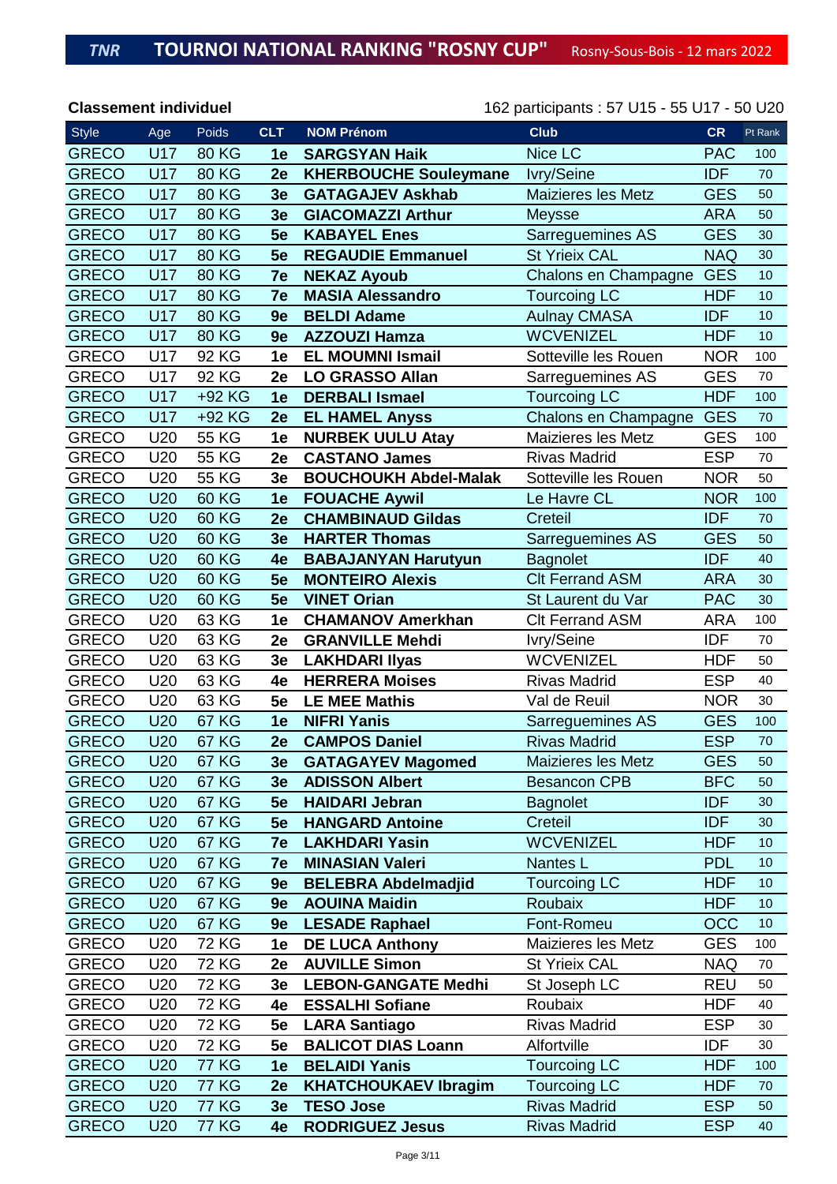# TNR TOURNOI NATIONAL RANKING "ROSNY CUP" Rosny-Sous-Bois - 12 mars 2022

**Classement individuel** 162 participants : 57 U15 - 55 U17 - 50 U20

| Style | Age | Poids | CLT | NOM Prénom | Club | CR | Pt Rank |
|---|---|---|---|---|---|---|---|
| GRECO | U17 | 80 KG | **1e** | **SARGSYAN Haik** | Nice LC | PAC | 100 |
| GRECO | U17 | 80 KG | **2e** | **KHERBOUCHE Souleymane** | Ivry/Seine | IDF | 70 |
| GRECO | U17 | 80 KG | **3e** | **GATAGAJEV Askhab** | Maizieres les Metz | GES | 50 |
| GRECO | U17 | 80 KG | **3e** | **GIACOMAZZI Arthur** | Meysse | ARA | 50 |
| GRECO | U17 | 80 KG | **5e** | **KABAYEL Enes** | Sarreguemines AS | GES | 30 |
| GRECO | U17 | 80 KG | **5e** | **REGAUDIE Emmanuel** | St Yrieix CAL | NAQ | 30 |
| GRECO | U17 | 80 KG | **7e** | **NEKAZ Ayoub** | Chalons en Champagne | GES | 10 |
| GRECO | U17 | 80 KG | **7e** | **MASIA Alessandro** | Tourcoing LC | HDF | 10 |
| GRECO | U17 | 80 KG | **9e** | **BELDI Adame** | Aulnay CMASA | IDF | 10 |
| GRECO | U17 | 80 KG | **9e** | **AZZOUZI Hamza** | WCVENIZEL | HDF | 10 |
| GRECO | U17 | 92 KG | **1e** | **EL MOUMNI Ismail** | Sotteville les Rouen | NOR | 100 |
| GRECO | U17 | 92 KG | **2e** | **LO GRASSO Allan** | Sarreguemines AS | GES | 70 |
| GRECO | U17 | +92 KG | **1e** | **DERBALI Ismael** | Tourcoing LC | HDF | 100 |
| GRECO | U17 | +92 KG | **2e** | **EL HAMEL Anyss** | Chalons en Champagne | GES | 70 |
| GRECO | U20 | 55 KG | **1e** | **NURBEK UULU Atay** | Maizieres les Metz | GES | 100 |
| GRECO | U20 | 55 KG | **2e** | **CASTANO James** | Rivas Madrid | ESP | 70 |
| GRECO | U20 | 55 KG | **3e** | **BOUCHOUKH Abdel-Malak** | Sotteville les Rouen | NOR | 50 |
| GRECO | U20 | 60 KG | **1e** | **FOUACHE Aywil** | Le Havre CL | NOR | 100 |
| GRECO | U20 | 60 KG | **2e** | **CHAMBINAUD Gildas** | Creteil | IDF | 70 |
| GRECO | U20 | 60 KG | **3e** | **HARTER Thomas** | Sarreguemines AS | GES | 50 |
| GRECO | U20 | 60 KG | **4e** | **BABAJANYAN Harutyun** | Bagnolet | IDF | 40 |
| GRECO | U20 | 60 KG | **5e** | **MONTEIRO Alexis** | Clt Ferrand ASM | ARA | 30 |
| GRECO | U20 | 60 KG | **5e** | **VINET Orian** | St Laurent du Var | PAC | 30 |
| GRECO | U20 | 63 KG | **1e** | **CHAMANOV Amerkhan** | Clt Ferrand ASM | ARA | 100 |
| GRECO | U20 | 63 KG | **2e** | **GRANVILLE Mehdi** | Ivry/Seine | IDF | 70 |
| GRECO | U20 | 63 KG | **3e** | **LAKHDARI Ilyas** | WCVENIZEL | HDF | 50 |
| GRECO | U20 | 63 KG | **4e** | **HERRERA Moises** | Rivas Madrid | ESP | 40 |
| GRECO | U20 | 63 KG | **5e** | **LE MEE Mathis** | Val de Reuil | NOR | 30 |
| GRECO | U20 | 67 KG | **1e** | **NIFRI Yanis** | Sarreguemines AS | GES | 100 |
| GRECO | U20 | 67 KG | **2e** | **CAMPOS Daniel** | Rivas Madrid | ESP | 70 |
| GRECO | U20 | 67 KG | **3e** | **GATAGAYEV Magomed** | Maizieres les Metz | GES | 50 |
| GRECO | U20 | 67 KG | **3e** | **ADISSON Albert** | Besancon CPB | BFC | 50 |
| GRECO | U20 | 67 KG | **5e** | **HAIDARI Jebran** | Bagnolet | IDF | 30 |
| GRECO | U20 | 67 KG | **5e** | **HANGARD Antoine** | Creteil | IDF | 30 |
| GRECO | U20 | 67 KG | **7e** | **LAKHDARI Yasin** | WCVENIZEL | HDF | 10 |
| GRECO | U20 | 67 KG | **7e** | **MINASIAN Valeri** | Nantes L | PDL | 10 |
| GRECO | U20 | 67 KG | **9e** | **BELEBRA Abdelmadjid** | Tourcoing LC | HDF | 10 |
| GRECO | U20 | 67 KG | **9e** | **AOUINA Maidin** | Roubaix | HDF | 10 |
| GRECO | U20 | 67 KG | **9e** | **LESADE Raphael** | Font-Romeu | OCC | 10 |
| GRECO | U20 | 72 KG | **1e** | **DE LUCA Anthony** | Maizieres les Metz | GES | 100 |
| GRECO | U20 | 72 KG | **2e** | **AUVILLE Simon** | St Yrieix CAL | NAQ | 70 |
| GRECO | U20 | 72 KG | **3e** | **LEBON-GANGATE Medhi** | St Joseph LC | REU | 50 |
| GRECO | U20 | 72 KG | **4e** | **ESSALHI Sofiane** | Roubaix | HDF | 40 |
| GRECO | U20 | 72 KG | **5e** | **LARA Santiago** | Rivas Madrid | ESP | 30 |
| GRECO | U20 | 72 KG | **5e** | **BALICOT DIAS Loann** | Alfortville | IDF | 30 |
| GRECO | U20 | 77 KG | **1e** | **BELAIDI Yanis** | Tourcoing LC | HDF | 100 |
| GRECO | U20 | 77 KG | **2e** | **KHATCHOUKAEV Ibragim** | Tourcoing LC | HDF | 70 |
| GRECO | U20 | 77 KG | **3e** | **TESO Jose** | Rivas Madrid | ESP | 50 |
| GRECO | U20 | 77 KG | **4e** | **RODRIGUEZ Jesus** | Rivas Madrid | ESP | 40 |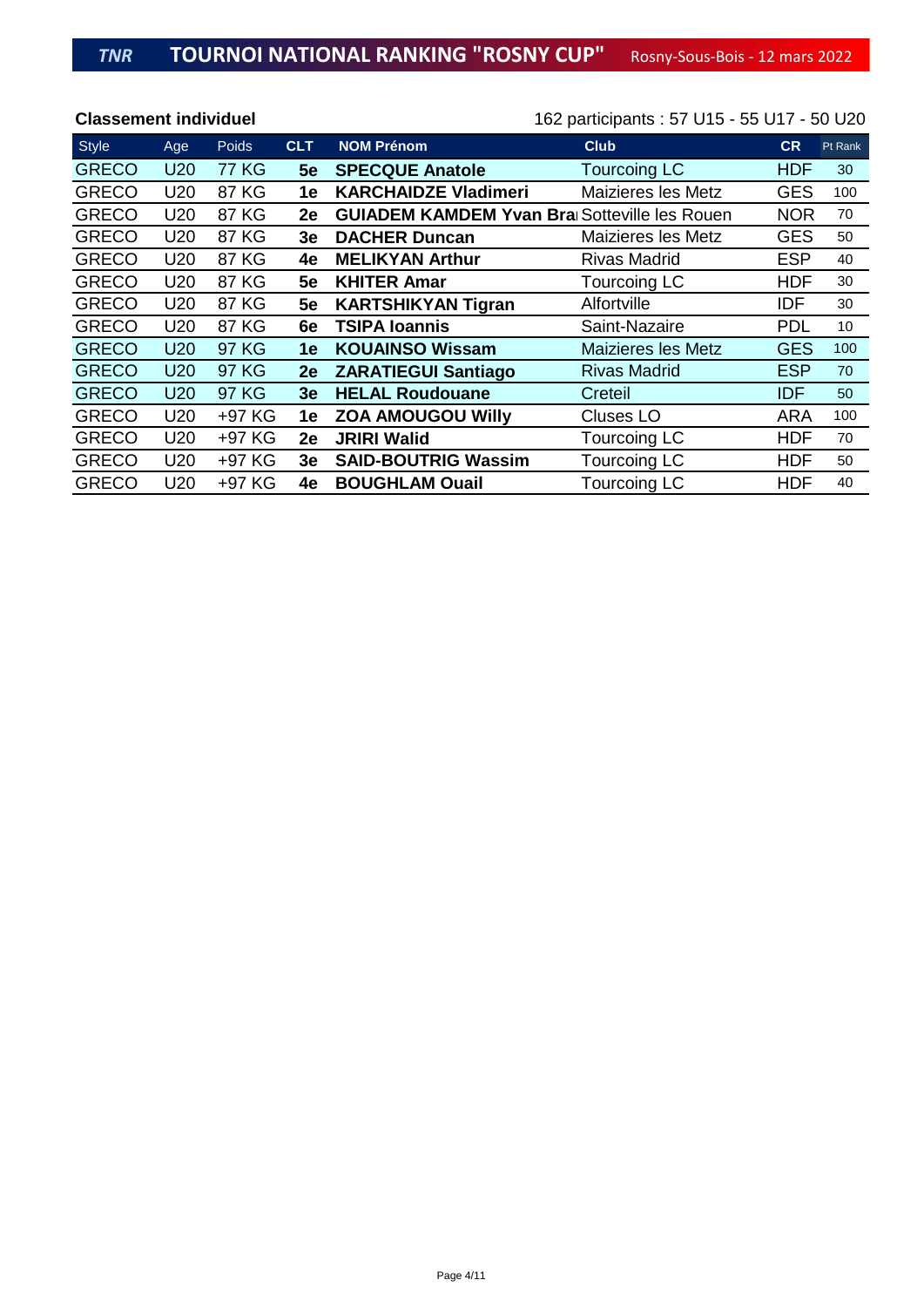# TNR TOURNOI NATIONAL RANKING "ROSNY CUP" Rosny-Sous-Bois - 12 mars 2022

**Classement individuel**

162 participants : 57 U15 - 55 U17 - 50 U20

| Style | Age | Poids | CLT | NOM Prénom | Club | CR | Pt Rank |
|---|---|---|---|---|---|---|---|
| GRECO | U20 | 77 KG | **5e** | **SPECQUE Anatole** | Tourcoing LC | HDF | 30 |
| GRECO | U20 | 87 KG | **1e** | **KARCHAIDZE Vladimeri** | Maizieres les Metz | GES | 100 |
| GRECO | U20 | 87 KG | **2e** | **GUIADEM KAMDEM Yvan Bra** | Sotteville les Rouen | NOR | 70 |
| GRECO | U20 | 87 KG | **3e** | **DACHER Duncan** | Maizieres les Metz | GES | 50 |
| GRECO | U20 | 87 KG | **4e** | **MELIKYAN Arthur** | Rivas Madrid | ESP | 40 |
| GRECO | U20 | 87 KG | **5e** | **KHITER Amar** | Tourcoing LC | HDF | 30 |
| GRECO | U20 | 87 KG | **5e** | **KARTSHIKYAN Tigran** | Alfortville | IDF | 30 |
| GRECO | U20 | 87 KG | **6e** | **TSIPA Ioannis** | Saint-Nazaire | PDL | 10 |
| GRECO | U20 | 97 KG | **1e** | **KOUAINSO Wissam** | Maizieres les Metz | GES | 100 |
| GRECO | U20 | 97 KG | **2e** | **ZARATIEGUI Santiago** | Rivas Madrid | ESP | 70 |
| GRECO | U20 | 97 KG | **3e** | **HELAL Roudouane** | Creteil | IDF | 50 |
| GRECO | U20 | +97 KG | **1e** | **ZOA AMOUGOU Willy** | Cluses LO | ARA | 100 |
| GRECO | U20 | +97 KG | **2e** | **JRIRI Walid** | Tourcoing LC | HDF | 70 |
| GRECO | U20 | +97 KG | **3e** | **SAID-BOUTRIG Wassim** | Tourcoing LC | HDF | 50 |
| GRECO | U20 | +97 KG | **4e** | **BOUGHLAM Ouail** | Tourcoing LC | HDF | 40 |